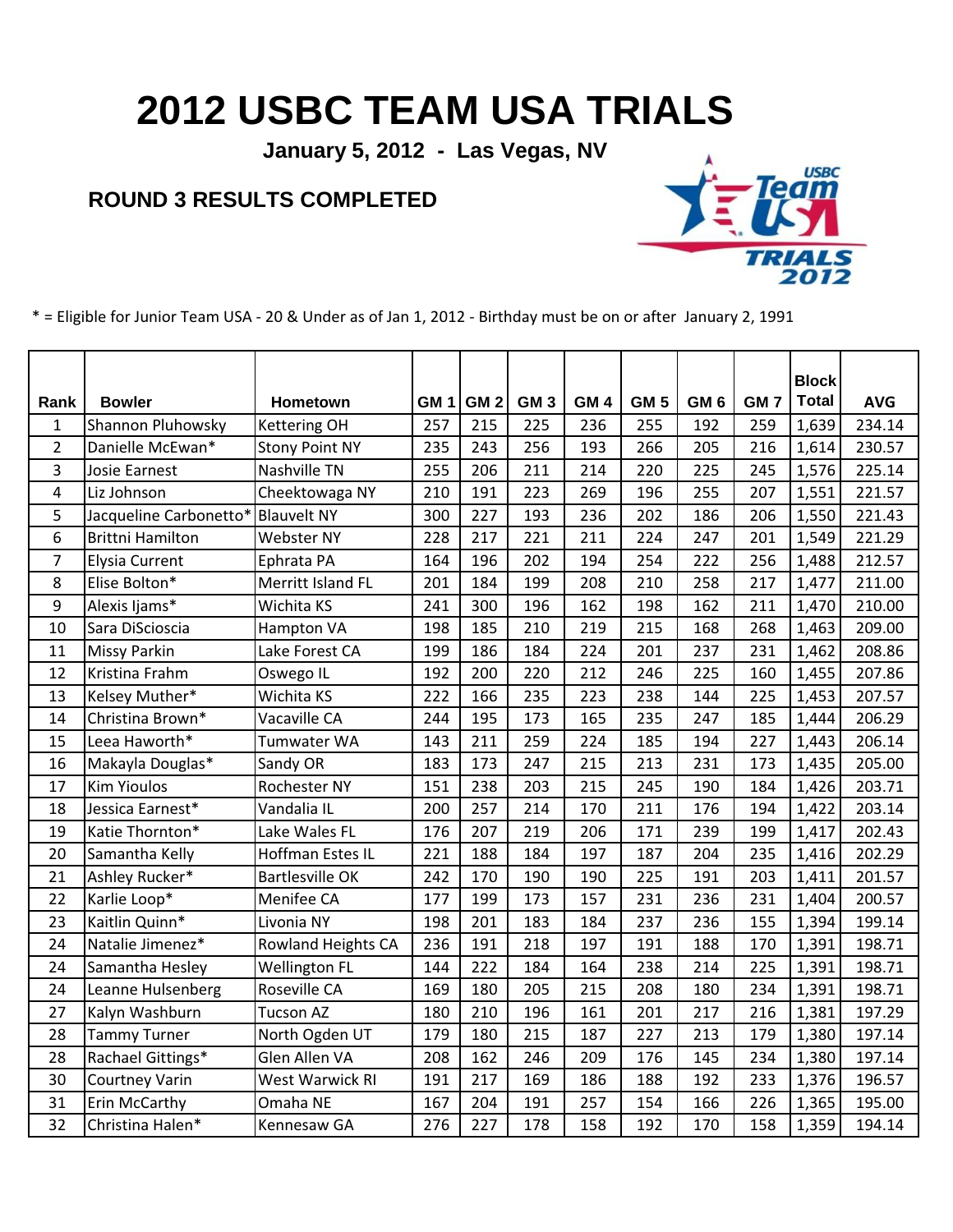# 2012 USBC TEAM USA TRIALS

**January 5, 2012 - Las Vegas, NV**

## ROUND 3 RESULTS COMPLETED

* = Eligible for Junior Team USA - 20 & Under as of Jan 1, 2012 - Birthday must be on or after January 2, 1991

| Rank | Bowler | Hometown | GM 1 | GM 2 | GM 3 | GM 4 | GM 5 | GM 6 | GM 7 | Block Total | AVG |
|---|---|---|---|---|---|---|---|---|---|---|---|
| 1 | Shannon Pluhowsky | Kettering OH | 257 | 215 | 225 | 236 | 255 | 192 | 259 | 1,639 | 234.14 |
| 2 | Danielle McEwan* | Stony Point NY | 235 | 243 | 256 | 193 | 266 | 205 | 216 | 1,614 | 230.57 |
| 3 | Josie Earnest | Nashville TN | 255 | 206 | 211 | 214 | 220 | 225 | 245 | 1,576 | 225.14 |
| 4 | Liz Johnson | Cheektowaga NY | 210 | 191 | 223 | 269 | 196 | 255 | 207 | 1,551 | 221.57 |
| 5 | Jacqueline Carbonetto* | Blauvelt NY | 300 | 227 | 193 | 236 | 202 | 186 | 206 | 1,550 | 221.43 |
| 6 | Brittni Hamilton | Webster NY | 228 | 217 | 221 | 211 | 224 | 247 | 201 | 1,549 | 221.29 |
| 7 | Elysia Current | Ephrata PA | 164 | 196 | 202 | 194 | 254 | 222 | 256 | 1,488 | 212.57 |
| 8 | Elise Bolton* | Merritt Island FL | 201 | 184 | 199 | 208 | 210 | 258 | 217 | 1,477 | 211.00 |
| 9 | Alexis Ijams* | Wichita KS | 241 | 300 | 196 | 162 | 198 | 162 | 211 | 1,470 | 210.00 |
| 10 | Sara DiScioscia | Hampton VA | 198 | 185 | 210 | 219 | 215 | 168 | 268 | 1,463 | 209.00 |
| 11 | Missy Parkin | Lake Forest CA | 199 | 186 | 184 | 224 | 201 | 237 | 231 | 1,462 | 208.86 |
| 12 | Kristina Frahm | Oswego IL | 192 | 200 | 220 | 212 | 246 | 225 | 160 | 1,455 | 207.86 |
| 13 | Kelsey Muther* | Wichita KS | 222 | 166 | 235 | 223 | 238 | 144 | 225 | 1,453 | 207.57 |
| 14 | Christina Brown* | Vacaville CA | 244 | 195 | 173 | 165 | 235 | 247 | 185 | 1,444 | 206.29 |
| 15 | Leea Haworth* | Tumwater WA | 143 | 211 | 259 | 224 | 185 | 194 | 227 | 1,443 | 206.14 |
| 16 | Makayla Douglas* | Sandy OR | 183 | 173 | 247 | 215 | 213 | 231 | 173 | 1,435 | 205.00 |
| 17 | Kim Yioulos | Rochester NY | 151 | 238 | 203 | 215 | 245 | 190 | 184 | 1,426 | 203.71 |
| 18 | Jessica Earnest* | Vandalia IL | 200 | 257 | 214 | 170 | 211 | 176 | 194 | 1,422 | 203.14 |
| 19 | Katie Thornton* | Lake Wales FL | 176 | 207 | 219 | 206 | 171 | 239 | 199 | 1,417 | 202.43 |
| 20 | Samantha Kelly | Hoffman Estes IL | 221 | 188 | 184 | 197 | 187 | 204 | 235 | 1,416 | 202.29 |
| 21 | Ashley Rucker* | Bartlesville OK | 242 | 170 | 190 | 190 | 225 | 191 | 203 | 1,411 | 201.57 |
| 22 | Karlie Loop* | Menifee CA | 177 | 199 | 173 | 157 | 231 | 236 | 231 | 1,404 | 200.57 |
| 23 | Kaitlin Quinn* | Livonia NY | 198 | 201 | 183 | 184 | 237 | 236 | 155 | 1,394 | 199.14 |
| 24 | Natalie Jimenez* | Rowland Heights CA | 236 | 191 | 218 | 197 | 191 | 188 | 170 | 1,391 | 198.71 |
| 24 | Samantha Hesley | Wellington FL | 144 | 222 | 184 | 164 | 238 | 214 | 225 | 1,391 | 198.71 |
| 24 | Leanne Hulsenberg | Roseville CA | 169 | 180 | 205 | 215 | 208 | 180 | 234 | 1,391 | 198.71 |
| 27 | Kalyn Washburn | Tucson AZ | 180 | 210 | 196 | 161 | 201 | 217 | 216 | 1,381 | 197.29 |
| 28 | Tammy Turner | North Ogden UT | 179 | 180 | 215 | 187 | 227 | 213 | 179 | 1,380 | 197.14 |
| 28 | Rachael Gittings* | Glen Allen VA | 208 | 162 | 246 | 209 | 176 | 145 | 234 | 1,380 | 197.14 |
| 30 | Courtney Varin | West Warwick RI | 191 | 217 | 169 | 186 | 188 | 192 | 233 | 1,376 | 196.57 |
| 31 | Erin McCarthy | Omaha NE | 167 | 204 | 191 | 257 | 154 | 166 | 226 | 1,365 | 195.00 |
| 32 | Christina Halen* | Kennesaw GA | 276 | 227 | 178 | 158 | 192 | 170 | 158 | 1,359 | 194.14 |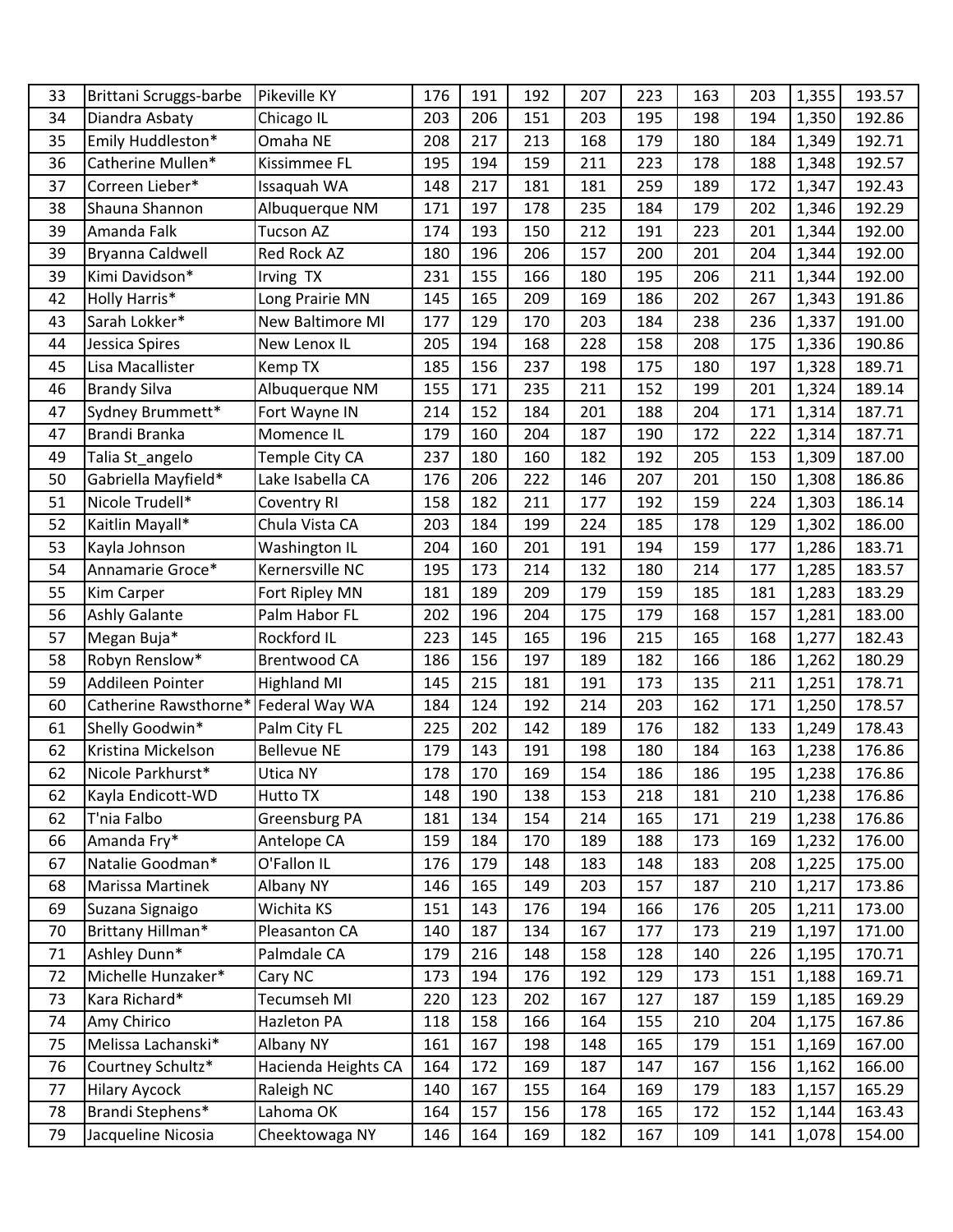| 33 | Brittani Scruggs-barbe | Pikeville KY | 176 | 191 | 192 | 207 | 223 | 163 | 203 | 1,355 | 193.57 |
|---|---|---|---|---|---|---|---|---|---|---|---|
| 34 | Diandra Asbaty | Chicago IL | 203 | 206 | 151 | 203 | 195 | 198 | 194 | 1,350 | 192.86 |
| 35 | Emily Huddleston* | Omaha NE | 208 | 217 | 213 | 168 | 179 | 180 | 184 | 1,349 | 192.71 |
| 36 | Catherine Mullen* | Kissimmee FL | 195 | 194 | 159 | 211 | 223 | 178 | 188 | 1,348 | 192.57 |
| 37 | Correen Lieber* | Issaquah WA | 148 | 217 | 181 | 181 | 259 | 189 | 172 | 1,347 | 192.43 |
| 38 | Shauna Shannon | Albuquerque NM | 171 | 197 | 178 | 235 | 184 | 179 | 202 | 1,346 | 192.29 |
| 39 | Amanda Falk | Tucson AZ | 174 | 193 | 150 | 212 | 191 | 223 | 201 | 1,344 | 192.00 |
| 39 | Bryanna Caldwell | Red Rock AZ | 180 | 196 | 206 | 157 | 200 | 201 | 204 | 1,344 | 192.00 |
| 39 | Kimi Davidson* | Irving TX | 231 | 155 | 166 | 180 | 195 | 206 | 211 | 1,344 | 192.00 |
| 42 | Holly Harris* | Long Prairie MN | 145 | 165 | 209 | 169 | 186 | 202 | 267 | 1,343 | 191.86 |
| 43 | Sarah Lokker* | New Baltimore MI | 177 | 129 | 170 | 203 | 184 | 238 | 236 | 1,337 | 191.00 |
| 44 | Jessica Spires | New Lenox IL | 205 | 194 | 168 | 228 | 158 | 208 | 175 | 1,336 | 190.86 |
| 45 | Lisa Macallister | Kemp TX | 185 | 156 | 237 | 198 | 175 | 180 | 197 | 1,328 | 189.71 |
| 46 | Brandy Silva | Albuquerque NM | 155 | 171 | 235 | 211 | 152 | 199 | 201 | 1,324 | 189.14 |
| 47 | Sydney Brummett* | Fort Wayne IN | 214 | 152 | 184 | 201 | 188 | 204 | 171 | 1,314 | 187.71 |
| 47 | Brandi Branka | Momence IL | 179 | 160 | 204 | 187 | 190 | 172 | 222 | 1,314 | 187.71 |
| 49 | Talia St_angelo | Temple City CA | 237 | 180 | 160 | 182 | 192 | 205 | 153 | 1,309 | 187.00 |
| 50 | Gabriella Mayfield* | Lake Isabella CA | 176 | 206 | 222 | 146 | 207 | 201 | 150 | 1,308 | 186.86 |
| 51 | Nicole Trudell* | Coventry RI | 158 | 182 | 211 | 177 | 192 | 159 | 224 | 1,303 | 186.14 |
| 52 | Kaitlin Mayall* | Chula Vista CA | 203 | 184 | 199 | 224 | 185 | 178 | 129 | 1,302 | 186.00 |
| 53 | Kayla Johnson | Washington IL | 204 | 160 | 201 | 191 | 194 | 159 | 177 | 1,286 | 183.71 |
| 54 | Annamarie Groce* | Kernersville NC | 195 | 173 | 214 | 132 | 180 | 214 | 177 | 1,285 | 183.57 |
| 55 | Kim Carper | Fort Ripley MN | 181 | 189 | 209 | 179 | 159 | 185 | 181 | 1,283 | 183.29 |
| 56 | Ashly Galante | Palm Habor FL | 202 | 196 | 204 | 175 | 179 | 168 | 157 | 1,281 | 183.00 |
| 57 | Megan Buja* | Rockford IL | 223 | 145 | 165 | 196 | 215 | 165 | 168 | 1,277 | 182.43 |
| 58 | Robyn Renslow* | Brentwood CA | 186 | 156 | 197 | 189 | 182 | 166 | 186 | 1,262 | 180.29 |
| 59 | Addileen Pointer | Highland MI | 145 | 215 | 181 | 191 | 173 | 135 | 211 | 1,251 | 178.71 |
| 60 | Catherine Rawsthorne* | Federal Way WA | 184 | 124 | 192 | 214 | 203 | 162 | 171 | 1,250 | 178.57 |
| 61 | Shelly Goodwin* | Palm City FL | 225 | 202 | 142 | 189 | 176 | 182 | 133 | 1,249 | 178.43 |
| 62 | Kristina Mickelson | Bellevue NE | 179 | 143 | 191 | 198 | 180 | 184 | 163 | 1,238 | 176.86 |
| 62 | Nicole Parkhurst* | Utica NY | 178 | 170 | 169 | 154 | 186 | 186 | 195 | 1,238 | 176.86 |
| 62 | Kayla Endicott-WD | Hutto TX | 148 | 190 | 138 | 153 | 218 | 181 | 210 | 1,238 | 176.86 |
| 62 | T'nia Falbo | Greensburg PA | 181 | 134 | 154 | 214 | 165 | 171 | 219 | 1,238 | 176.86 |
| 66 | Amanda Fry* | Antelope CA | 159 | 184 | 170 | 189 | 188 | 173 | 169 | 1,232 | 176.00 |
| 67 | Natalie Goodman* | O'Fallon IL | 176 | 179 | 148 | 183 | 148 | 183 | 208 | 1,225 | 175.00 |
| 68 | Marissa Martinek | Albany NY | 146 | 165 | 149 | 203 | 157 | 187 | 210 | 1,217 | 173.86 |
| 69 | Suzana Signaigo | Wichita KS | 151 | 143 | 176 | 194 | 166 | 176 | 205 | 1,211 | 173.00 |
| 70 | Brittany Hillman* | Pleasanton CA | 140 | 187 | 134 | 167 | 177 | 173 | 219 | 1,197 | 171.00 |
| 71 | Ashley Dunn* | Palmdale CA | 179 | 216 | 148 | 158 | 128 | 140 | 226 | 1,195 | 170.71 |
| 72 | Michelle Hunzaker* | Cary NC | 173 | 194 | 176 | 192 | 129 | 173 | 151 | 1,188 | 169.71 |
| 73 | Kara Richard* | Tecumseh MI | 220 | 123 | 202 | 167 | 127 | 187 | 159 | 1,185 | 169.29 |
| 74 | Amy Chirico | Hazleton PA | 118 | 158 | 166 | 164 | 155 | 210 | 204 | 1,175 | 167.86 |
| 75 | Melissa Lachanski* | Albany NY | 161 | 167 | 198 | 148 | 165 | 179 | 151 | 1,169 | 167.00 |
| 76 | Courtney Schultz* | Hacienda Heights CA | 164 | 172 | 169 | 187 | 147 | 167 | 156 | 1,162 | 166.00 |
| 77 | Hilary Aycock | Raleigh NC | 140 | 167 | 155 | 164 | 169 | 179 | 183 | 1,157 | 165.29 |
| 78 | Brandi Stephens* | Lahoma OK | 164 | 157 | 156 | 178 | 165 | 172 | 152 | 1,144 | 163.43 |
| 79 | Jacqueline Nicosia | Cheektowaga NY | 146 | 164 | 169 | 182 | 167 | 109 | 141 | 1,078 | 154.00 |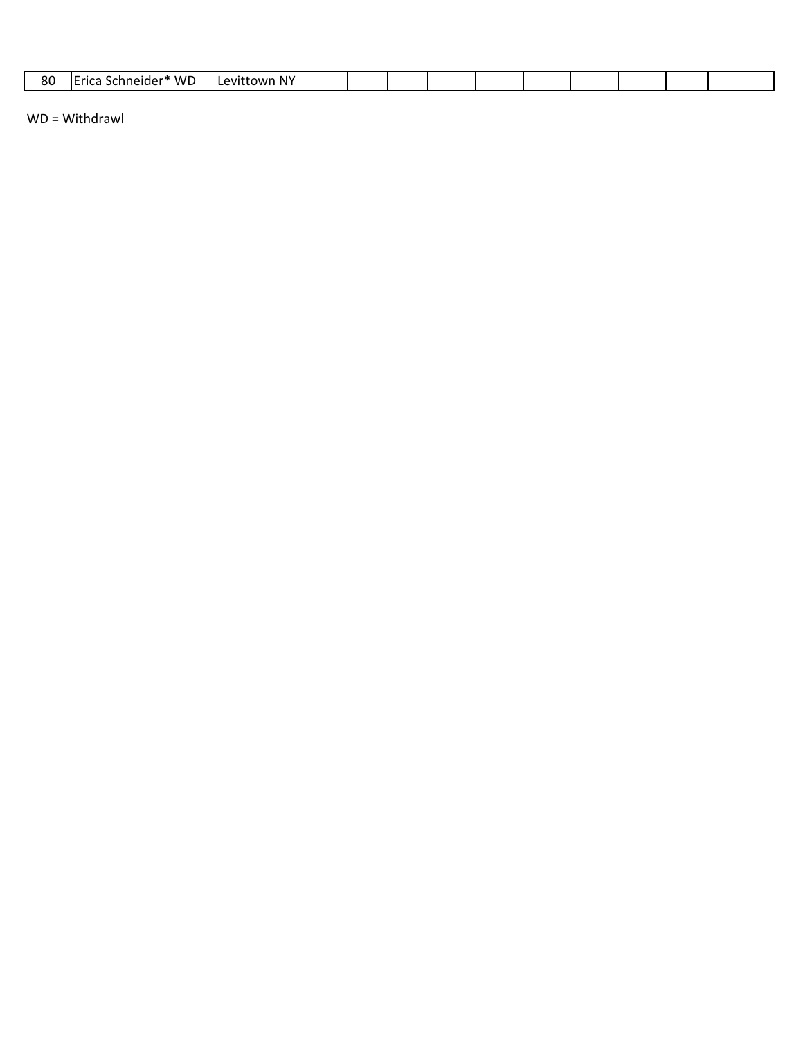| | | | | | | | | | | | |
|---|---|---|---|---|---|---|---|---|---|---|---|
| 80 | Erica Schneider* WD | Levittown NY | | | | | | | | | |

WD = Withdrawl